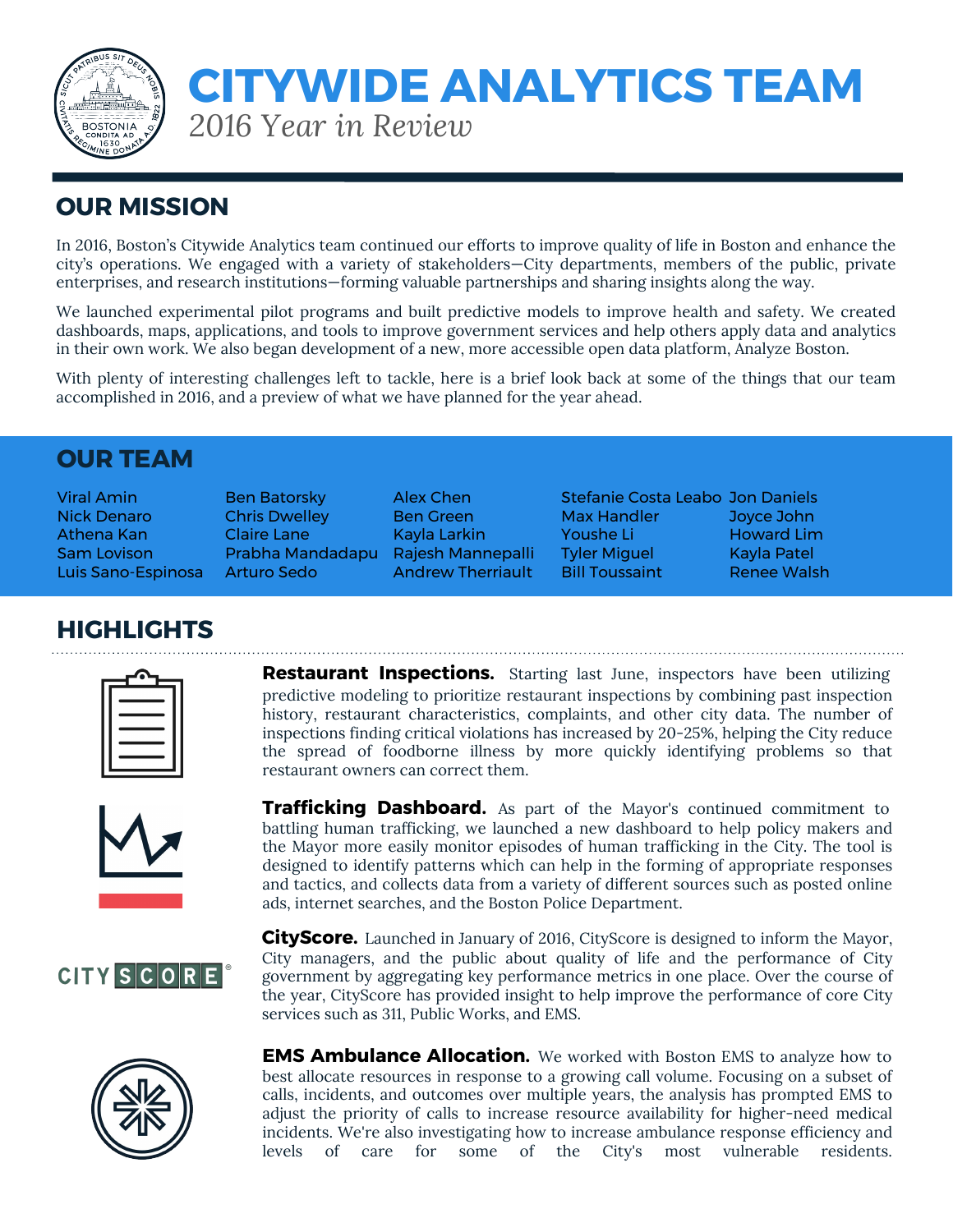# CITYWIDE ANALYTICS TEAM

*2016 Year in Review*

## OUR MISSION

In 2016, Boston's Citywide Analytics team continued our efforts to improve quality of life in Boston and enhance the city's operations. We engaged with a variety of stakeholders—City departments, members of the public, private enterprises, and research institutions—forming valuable partnerships and sharing insights along the way.

We launched experimental pilot programs and built predictive models to improve health and safety. We created dashboards, maps, applications, and tools to improve government services and help others apply data and analytics in their own work. We also began development of a new, more accessible open data platform, Analyze Boston.

With plenty of interesting challenges left to tackle, here is a brief look back at some of the things that our team accomplished in 2016, and a preview of what we have planned for the year ahead.

## OUR TEAM

Viral Amin, Ben Batorsky, Alex Chen, Stefanie Costa Leabo, Jon Daniels, Nick Denaro, Chris Dwelley, Ben Green, Max Handler, Joyce John, Athena Kan, Claire Lane, Kayla Larkin, Youshe Li, Howard Lim, Sam Lovison, Prabha Mandadapu, Rajesh Mannepalli, Tyler Miguel, Kayla Patel, Luis Sano-Espinosa, Arturo Sedo, Andrew Therriault, Bill Toussaint, Renee Walsh

## HIGHLIGHTS

**Restaurant Inspections.** Starting last June, inspectors have been utilizing predictive modeling to prioritize restaurant inspections by combining past inspection history, restaurant characteristics, complaints, and other city data. The number of inspections finding critical violations has increased by 20-25%, helping the City reduce the spread of foodborne illness by more quickly identifying problems so that restaurant owners can correct them.

**Trafficking Dashboard.** As part of the Mayor's continued commitment to battling human trafficking, we launched a new dashboard to help policy makers and the Mayor more easily monitor episodes of human trafficking in the City. The tool is designed to identify patterns which can help in the forming of appropriate responses and tactics, and collects data from a variety of different sources such as posted online ads, internet searches, and the Boston Police Department.

**CityScore.** Launched in January of 2016, CityScore is designed to inform the Mayor, City managers, and the public about quality of life and the performance of City government by aggregating key performance metrics in one place. Over the course of the year, CityScore has provided insight to help improve the performance of core City services such as 311, Public Works, and EMS.

**EMS Ambulance Allocation.** We worked with Boston EMS to analyze how to best allocate resources in response to a growing call volume. Focusing on a subset of calls, incidents, and outcomes over multiple years, the analysis has prompted EMS to adjust the priority of calls to increase resource availability for higher-need medical incidents. We're also investigating how to increase ambulance response efficiency and levels of care for some of the City's most vulnerable residents.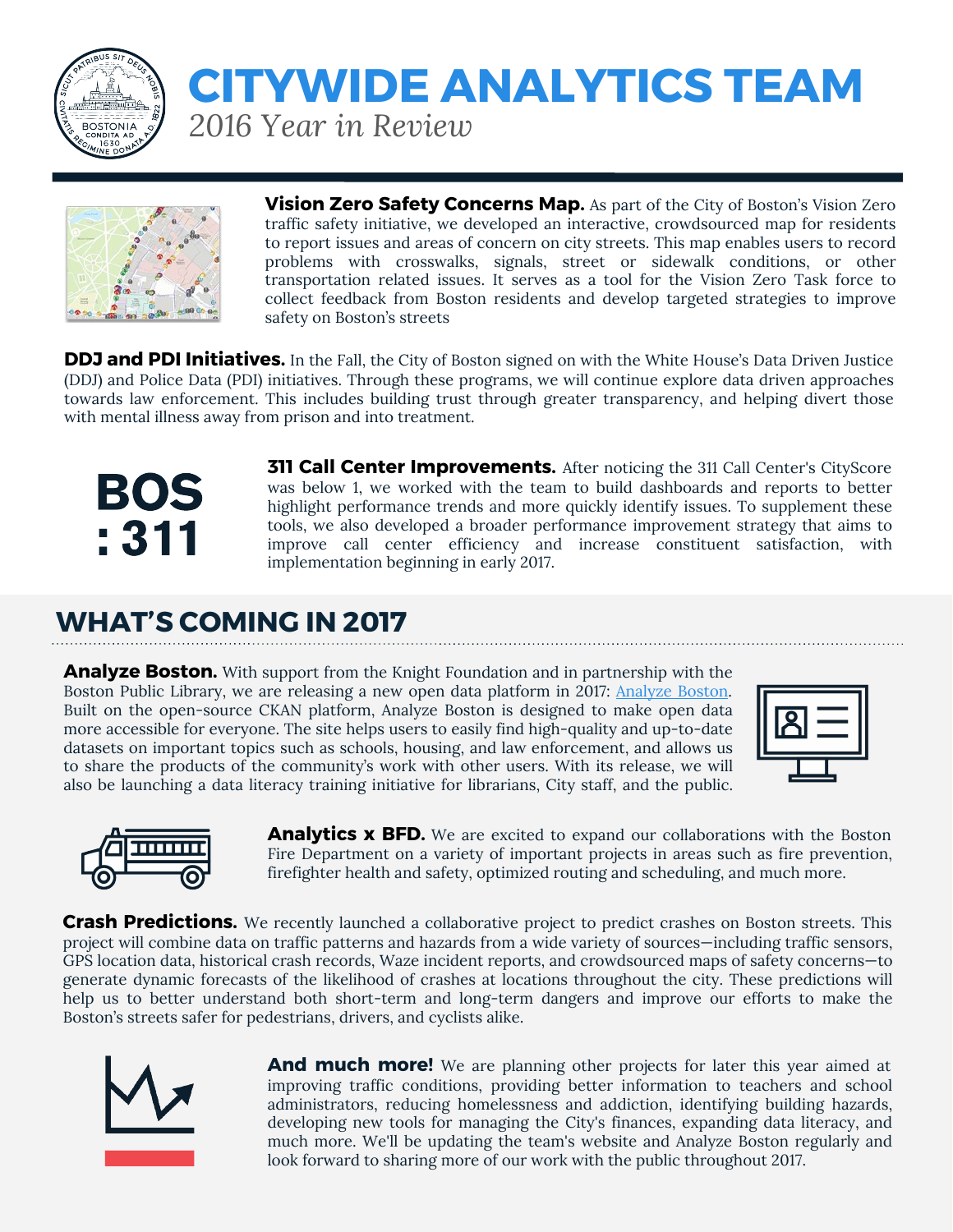# CITYWIDE ANALYTICS TEAM

*2016 Year in Review*

**Vision Zero Safety Concerns Map.** As part of the City of Boston's Vision Zero traffic safety initiative, we developed an interactive, crowdsourced map for residents to report issues and areas of concern on city streets. This map enables users to record problems with crosswalks, signals, street or sidewalk conditions, or other transportation related issues. It serves as a tool for the Vision Zero Task force to collect feedback from Boston residents and develop targeted strategies to improve safety on Boston's streets

**DDJ and PDI Initiatives.** In the Fall, the City of Boston signed on with the White House's Data Driven Justice (DDJ) and Police Data (PDI) initiatives. Through these programs, we will continue explore data driven approaches towards law enforcement. This includes building trust through greater transparency, and helping divert those with mental illness away from prison and into treatment.

BOS :311

**311 Call Center Improvements.** After noticing the 311 Call Center's CityScore was below 1, we worked with the team to build dashboards and reports to better highlight performance trends and more quickly identify issues. To supplement these tools, we also developed a broader performance improvement strategy that aims to improve call center efficiency and increase constituent satisfaction, with implementation beginning in early 2017.

## WHAT'S COMING IN 2017

**Analyze Boston.** With support from the Knight Foundation and in partnership with the Boston Public Library, we are releasing a new open data platform in 2017: Analyze Boston. Built on the open-source CKAN platform, Analyze Boston is designed to make open data more accessible for everyone. The site helps users to easily find high-quality and up-to-date datasets on important topics such as schools, housing, and law enforcement, and allows us to share the products of the community's work with other users. With its release, we will also be launching a data literacy training initiative for librarians, City staff, and the public.

**Analytics x BFD.** We are excited to expand our collaborations with the Boston Fire Department on a variety of important projects in areas such as fire prevention, firefighter health and safety, optimized routing and scheduling, and much more.

**Crash Predictions.** We recently launched a collaborative project to predict crashes on Boston streets. This project will combine data on traffic patterns and hazards from a wide variety of sources—including traffic sensors, GPS location data, historical crash records, Waze incident reports, and crowdsourced maps of safety concerns—to generate dynamic forecasts of the likelihood of crashes at locations throughout the city. These predictions will help us to better understand both short-term and long-term dangers and improve our efforts to make the Boston's streets safer for pedestrians, drivers, and cyclists alike.

**And much more!** We are planning other projects for later this year aimed at improving traffic conditions, providing better information to teachers and school administrators, reducing homelessness and addiction, identifying building hazards, developing new tools for managing the City's finances, expanding data literacy, and much more. We'll be updating the team's website and Analyze Boston regularly and look forward to sharing more of our work with the public throughout 2017.